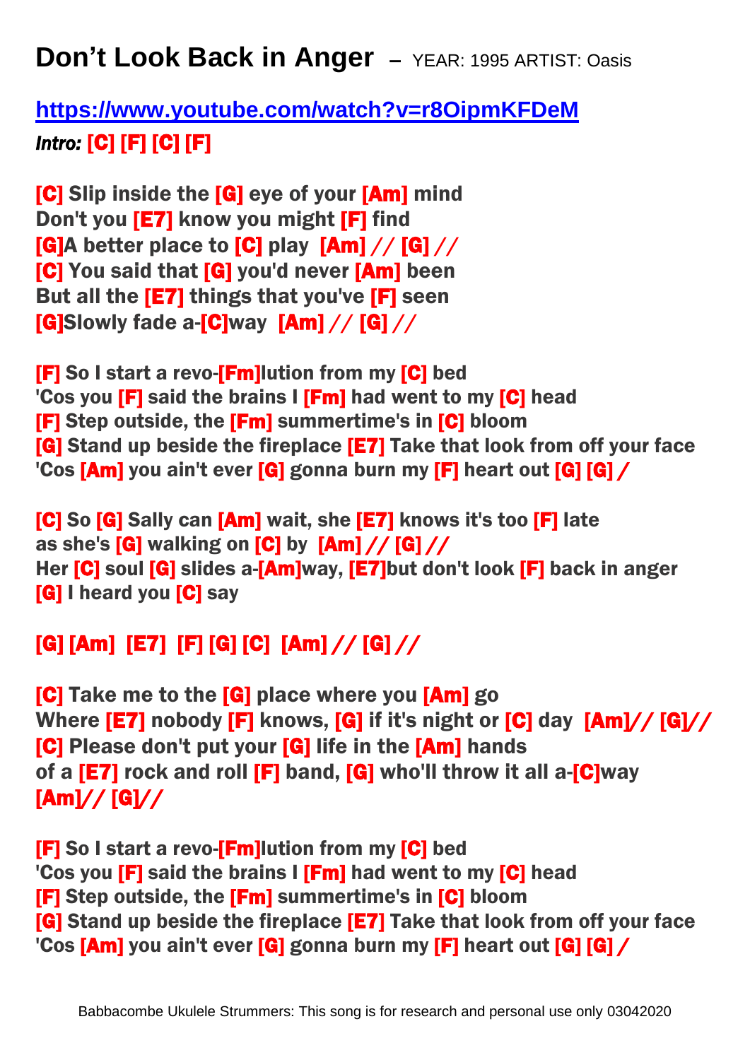# Don't Look Back in Anger – YEAR: 1995 ARTIST: Oasis

**https://www.youtube.com/watch?v=r8OipmKFDeM**

***Intro:*** **[C] [F] [C] [F]**

**[C] Slip inside the [G] eye of your [Am] mind**
**Don't you [E7] know you might [F] find**
**[G]A better place to [C] play [Am] // [G] //**
**[C] You said that [G] you'd never [Am] been**
**But all the [E7] things that you've [F] seen**
**[G]Slowly fade a-[C]way [Am] // [G] //**

**[F] So I start a revo-[Fm]lution from my [C] bed**
**'Cos you [F] said the brains I [Fm] had went to my [C] head**
**[F] Step outside, the [Fm] summertime's in [C] bloom**
**[G] Stand up beside the fireplace [E7] Take that look from off your face**
**'Cos [Am] you ain't ever [G] gonna burn my [F] heart out [G] [G] /**

**[C] So [G] Sally can [Am] wait, she [E7] knows it's too [F] late**
**as she's [G] walking on [C] by [Am] // [G] //**
**Her [C] soul [G] slides a-[Am]way, [E7]but don't look [F] back in anger**
**[G] I heard you [C] say**

**[G] [Am] [E7] [F] [G] [C] [Am] // [G] //**

**[C] Take me to the [G] place where you [Am] go**
**Where [E7] nobody [F] knows, [G] if it's night or [C] day [Am]// [G]//**
**[C] Please don't put your [G] life in the [Am] hands**
**of a [E7] rock and roll [F] band, [G] who'll throw it all a-[C]way**
**[Am]// [G]//**

**[F] So I start a revo-[Fm]lution from my [C] bed**
**'Cos you [F] said the brains I [Fm] had went to my [C] head**
**[F] Step outside, the [Fm] summertime's in [C] bloom**
**[G] Stand up beside the fireplace [E7] Take that look from off your face**
**'Cos [Am] you ain't ever [G] gonna burn my [F] heart out [G] [G] /**

Babbacombe Ukulele Strummers: This song is for research and personal use only 03042020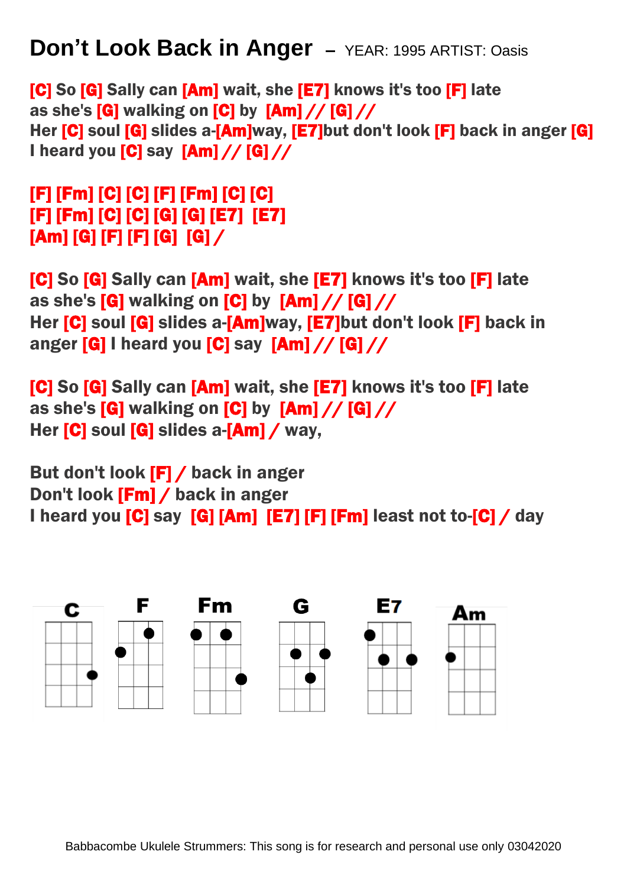# Don't Look Back in Anger – YEAR: 1995 ARTIST: Oasis

[C] So [G] Sally can [Am] wait, she [E7] knows it's too [F] late
as she's [G] walking on [C] by [Am] // [G] //
Her [C] soul [G] slides a-[Am]way, [E7]but don't look [F] back in anger [G]
I heard you [C] say [Am] // [G] //

[F] [Fm] [C] [C] [F] [Fm] [C] [C]
[F] [Fm] [C] [C] [G] [G] [E7] [E7]
[Am] [G] [F] [F] [G] [G] /

[C] So [G] Sally can [Am] wait, she [E7] knows it's too [F] late
as she's [G] walking on [C] by [Am] // [G] //
Her [C] soul [G] slides a-[Am]way, [E7]but don't look [F] back in
anger [G] I heard you [C] say [Am] // [G] //

[C] So [G] Sally can [Am] wait, she [E7] knows it's too [F] late
as she's [G] walking on [C] by [Am] // [G] //
Her [C] soul [G] slides a-[Am] / way,

But don't look [F] / back in anger
Don't look [Fm] / back in anger
I heard you [C] say [G] [Am] [E7] [F] [Fm] least not to-[C] / day

C F Fm G E7 Am

Babbacombe Ukulele Strummers: This song is for research and personal use only 03042020